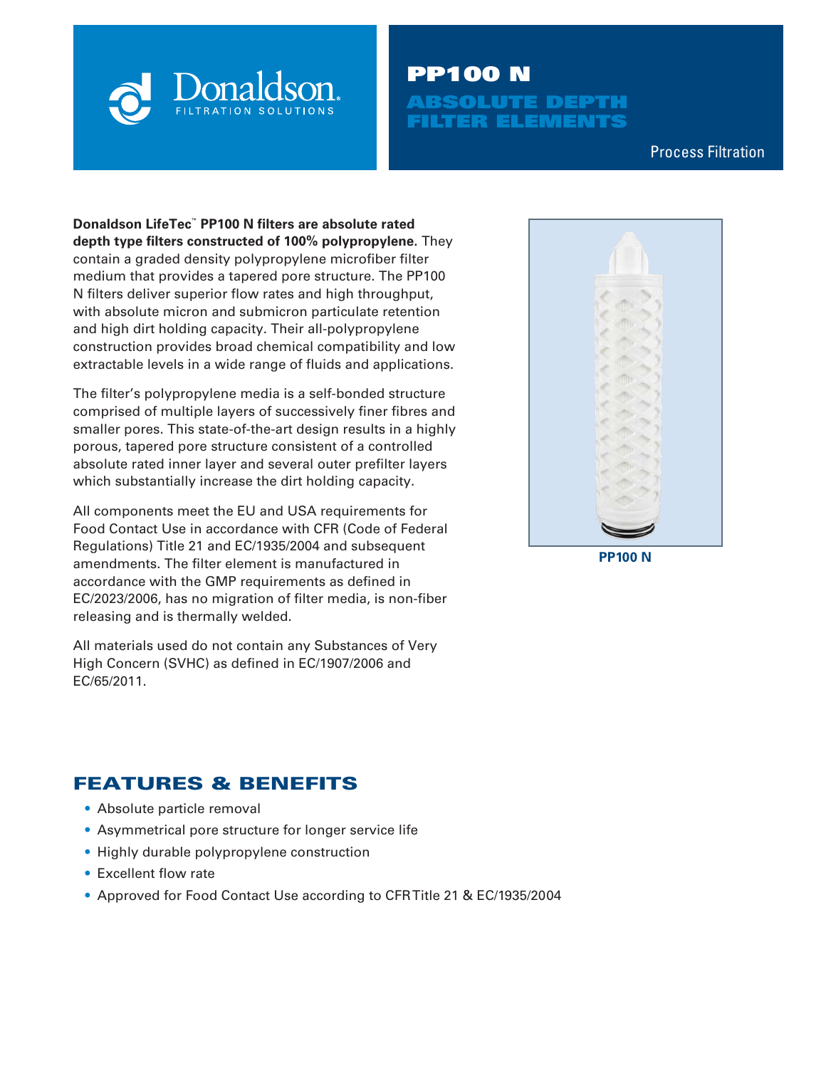Donaldson.
FILTRATION SOLUTIONS

# PP100 N ABSOLUTE DEPTH FILTER ELEMENTS

Process Filtration

**Donaldson LifeTec™ PP100 N filters are absolute rated depth type filters constructed of 100% polypropylene**. They contain a graded density polypropylene microfiber filter medium that provides a tapered pore structure. The PP100 N filters deliver superior flow rates and high throughput, with absolute micron and submicron particulate retention and high dirt holding capacity. Their all-polypropylene construction provides broad chemical compatibility and low extractable levels in a wide range of fluids and applications.

The filter's polypropylene media is a self-bonded structure comprised of multiple layers of successively finer fibres and smaller pores. This state-of-the-art design results in a highly porous, tapered pore structure consistent of a controlled absolute rated inner layer and several outer prefilter layers which substantially increase the dirt holding capacity.

All components meet the EU and USA requirements for Food Contact Use in accordance with CFR (Code of Federal Regulations) Title 21 and EC/1935/2004 and subsequent amendments. The filter element is manufactured in accordance with the GMP requirements as defined in EC/2023/2006, has no migration of filter media, is non-fiber releasing and is thermally welded.

All materials used do not contain any Substances of Very High Concern (SVHC) as defined in EC/1907/2006 and EC/65/2011.

**PP100 N**

## FEATURES & BENEFITS

- Absolute particle removal
- Asymmetrical pore structure for longer service life
- Highly durable polypropylene construction
- Excellent flow rate
- Approved for Food Contact Use according to CFR Title 21 & EC/1935/2004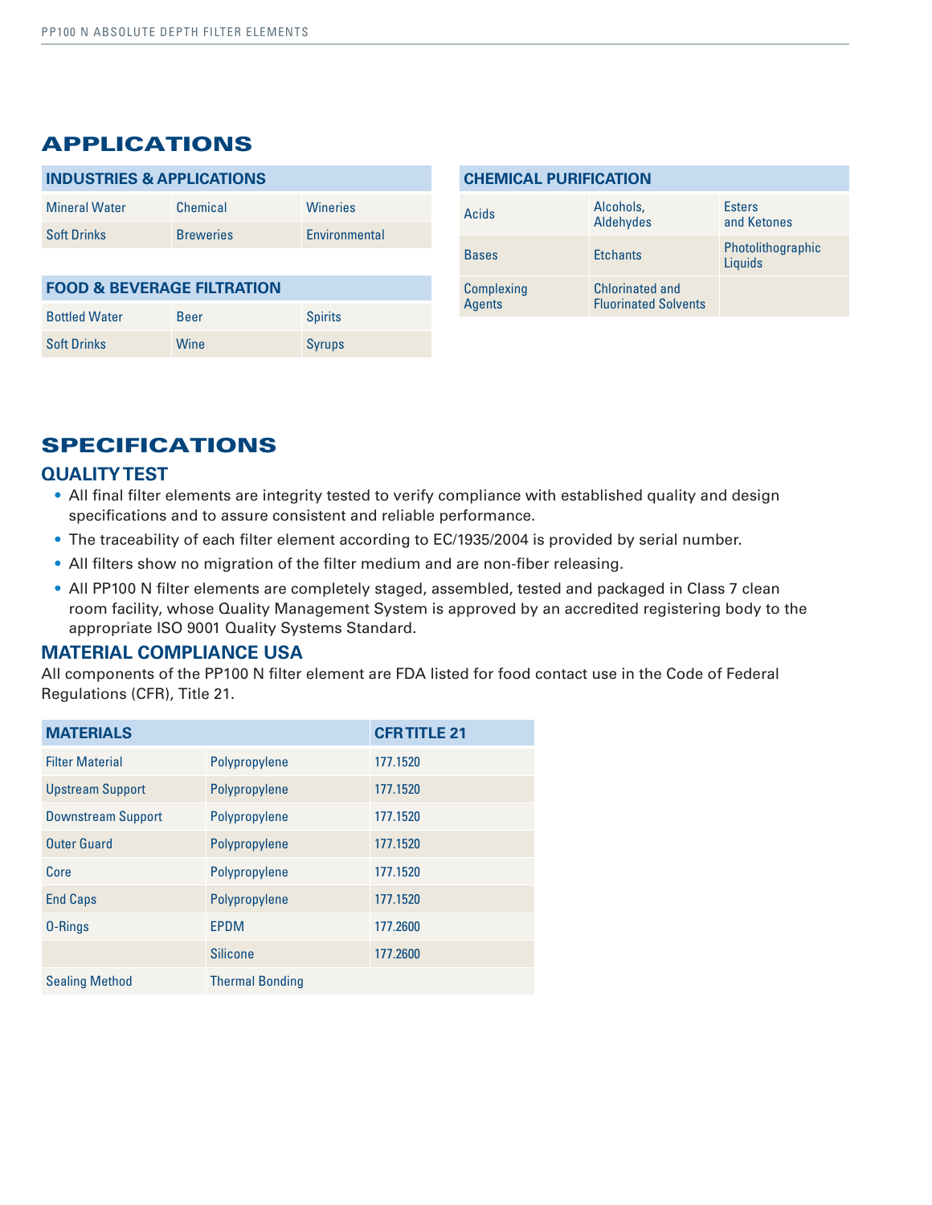## APPLICATIONS

| INDUSTRIES & APPLICATIONS | | |
|---|---|---|
| Mineral Water | Chemical | Wineries |
| Soft Drinks | Breweries | Environmental |

| FOOD & BEVERAGE FILTRATION | | |
|---|---|---|
| Bottled Water | Beer | Spirits |
| Soft Drinks | Wine | Syrups |

| CHEMICAL PURIFICATION | | |
|---|---|---|
| Acids | Alcohols, Aldehydes | Esters and Ketones |
| Bases | Etchants | Photolithographic Liquids |
| Complexing Agents | Chlorinated and Fluorinated Solvents | |

## SPECIFICATIONS

### QUALITY TEST

- All final filter elements are integrity tested to verify compliance with established quality and design specifications and to assure consistent and reliable performance.
- The traceability of each filter element according to EC/1935/2004 is provided by serial number.
- All filters show no migration of the filter medium and are non-fiber releasing.
- All PP100 N filter elements are completely staged, assembled, tested and packaged in Class 7 clean room facility, whose Quality Management System is approved by an accredited registering body to the appropriate ISO 9001 Quality Systems Standard.

### MATERIAL COMPLIANCE USA

All components of the PP100 N filter element are FDA listed for food contact use in the Code of Federal Regulations (CFR), Title 21.

| MATERIALS | | CFR TITLE 21 |
|---|---|---|
| Filter Material | Polypropylene | 177.1520 |
| Upstream Support | Polypropylene | 177.1520 |
| Downstream Support | Polypropylene | 177.1520 |
| Outer Guard | Polypropylene | 177.1520 |
| Core | Polypropylene | 177.1520 |
| End Caps | Polypropylene | 177.1520 |
| O-Rings | EPDM | 177.2600 |
| | Silicone | 177.2600 |
| Sealing Method | Thermal Bonding | |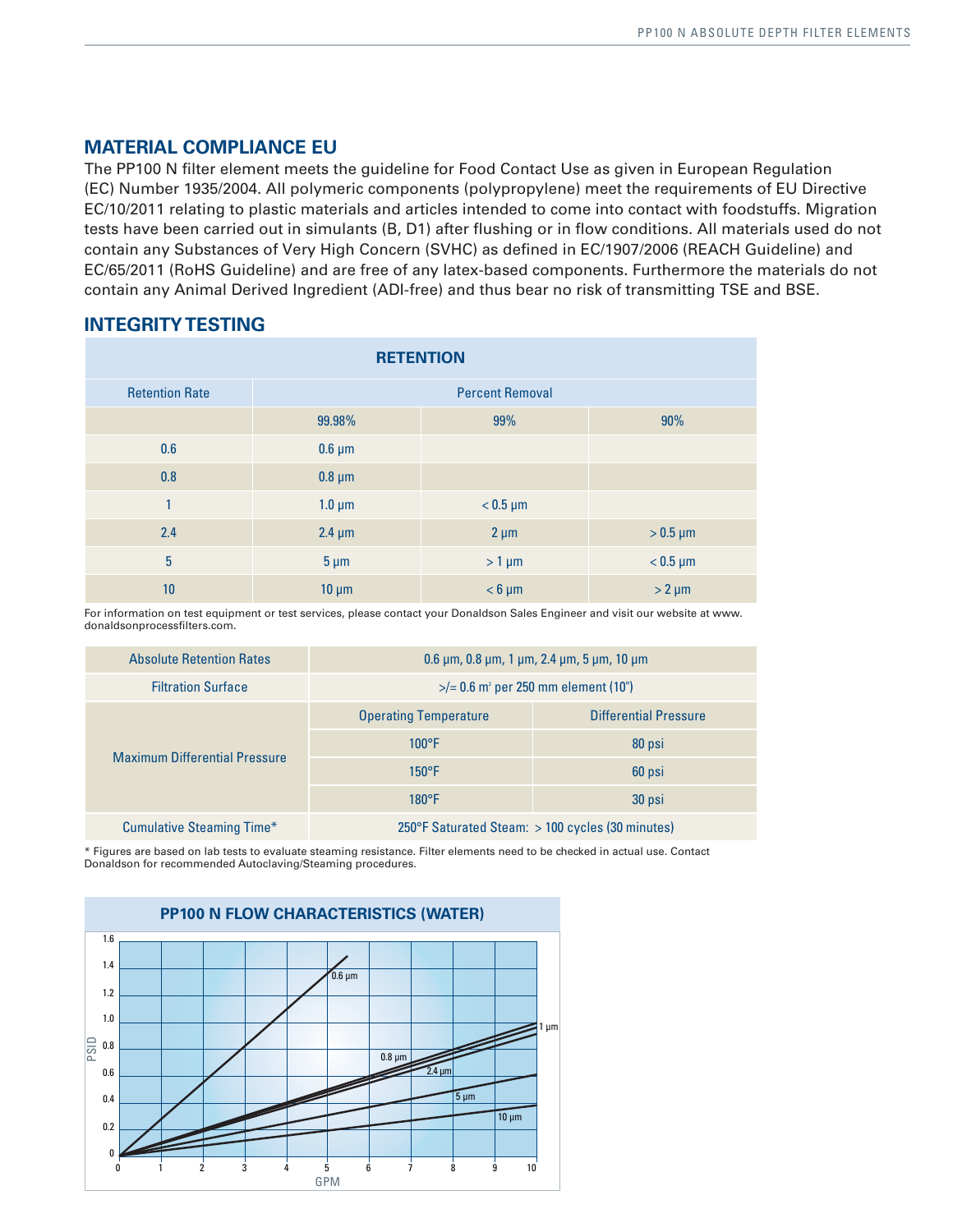## MATERIAL COMPLIANCE EU

The PP100 N filter element meets the guideline for Food Contact Use as given in European Regulation (EC) Number 1935/2004. All polymeric components (polypropylene) meet the requirements of EU Directive EC/10/2011 relating to plastic materials and articles intended to come into contact with foodstuffs. Migration tests have been carried out in simulants (B, D1) after flushing or in flow conditions. All materials used do not contain any Substances of Very High Concern (SVHC) as defined in EC/1907/2006 (REACH Guideline) and EC/65/2011 (RoHS Guideline) and are free of any latex-based components. Furthermore the materials do not contain any Animal Derived Ingredient (ADI-free) and thus bear no risk of transmitting TSE and BSE.

## INTEGRITY TESTING

| RETENTION | | | |
|---|---|---|---|
| Retention Rate | Percent Removal | | |
| | 99.98% | 99% | 90% |
| 0.6 | 0.6 µm | | |
| 0.8 | 0.8 µm | | |
| 1 | 1.0 µm | < 0.5 µm | |
| 2.4 | 2.4 µm | 2 µm | > 0.5 µm |
| 5 | 5 µm | > 1 µm | < 0.5 µm |
| 10 | 10 µm | < 6 µm | > 2 µm |

For information on test equipment or test services, please contact your Donaldson Sales Engineer and visit our website at www.donaldsonprocessfilters.com.

| Absolute Retention Rates | 0.6 µm, 0.8 µm, 1 µm, 2.4 µm, 5 µm, 10 µm | |
|---|---|---|
| Filtration Surface | >/= 0.6 m² per 250 mm element (10") | |
| Maximum Differential Pressure | Operating Temperature | Differential Pressure |
| | 100°F | 80 psi |
| | 150°F | 60 psi |
| | 180°F | 30 psi |
| Cumulative Steaming Time* | 250°F Saturated Steam: > 100 cycles (30 minutes) | |

\* Figures are based on lab tests to evaluate steaming resistance. Filter elements need to be checked in actual use. Contact Donaldson for recommended Autoclaving/Steaming procedures.

### PP100 N FLOW CHARACTERISTICS (WATER)

(Chart: PSID vs. GPM for 0.6 µm, 0.8 µm, 1 µm, 2.4 µm, 5 µm, 10 µm)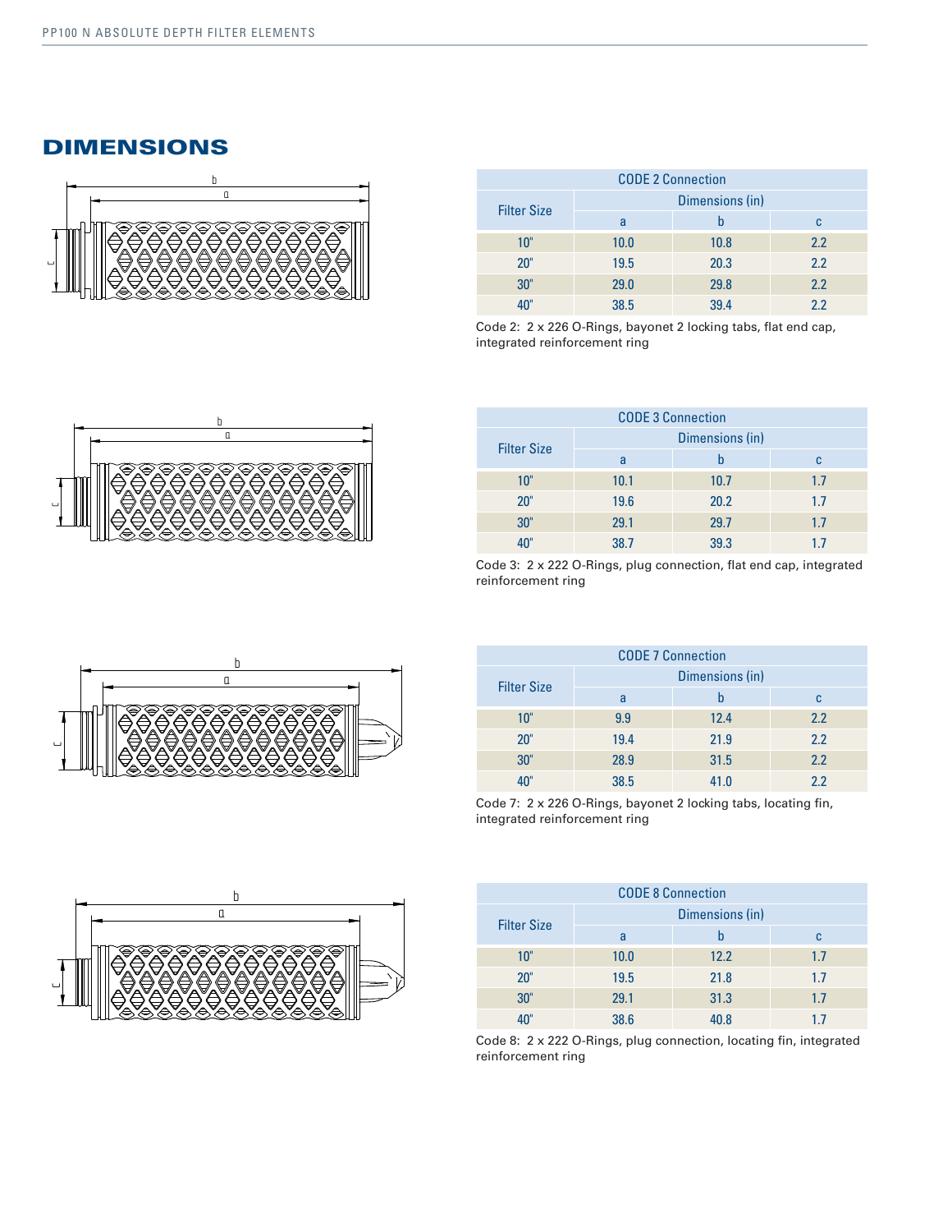## DIMENSIONS

| CODE 2 Connection | | | |
|---|---|---|---|
| Filter Size | Dimensions (in) | | |
| | a | b | c |
| 10" | 10.0 | 10.8 | 2.2 |
| 20" | 19.5 | 20.3 | 2.2 |
| 30" | 29.0 | 29.8 | 2.2 |
| 40" | 38.5 | 39.4 | 2.2 |

Code 2: 2 x 226 O-Rings, bayonet 2 locking tabs, flat end cap, integrated reinforcement ring

| CODE 3 Connection | | | |
|---|---|---|---|
| Filter Size | Dimensions (in) | | |
| | a | b | c |
| 10" | 10.1 | 10.7 | 1.7 |
| 20" | 19.6 | 20.2 | 1.7 |
| 30" | 29.1 | 29.7 | 1.7 |
| 40" | 38.7 | 39.3 | 1.7 |

Code 3: 2 x 222 O-Rings, plug connection, flat end cap, integrated reinforcement ring

| CODE 7 Connection | | | |
|---|---|---|---|
| Filter Size | Dimensions (in) | | |
| | a | b | c |
| 10" | 9.9 | 12.4 | 2.2 |
| 20" | 19.4 | 21.9 | 2.2 |
| 30" | 28.9 | 31.5 | 2.2 |
| 40" | 38.5 | 41.0 | 2.2 |

Code 7: 2 x 226 O-Rings, bayonet 2 locking tabs, locating fin, integrated reinforcement ring

| CODE 8 Connection | | | |
|---|---|---|---|
| Filter Size | Dimensions (in) | | |
| | a | b | c |
| 10" | 10.0 | 12.2 | 1.7 |
| 20" | 19.5 | 21.8 | 1.7 |
| 30" | 29.1 | 31.3 | 1.7 |
| 40" | 38.6 | 40.8 | 1.7 |

Code 8: 2 x 222 O-Rings, plug connection, locating fin, integrated reinforcement ring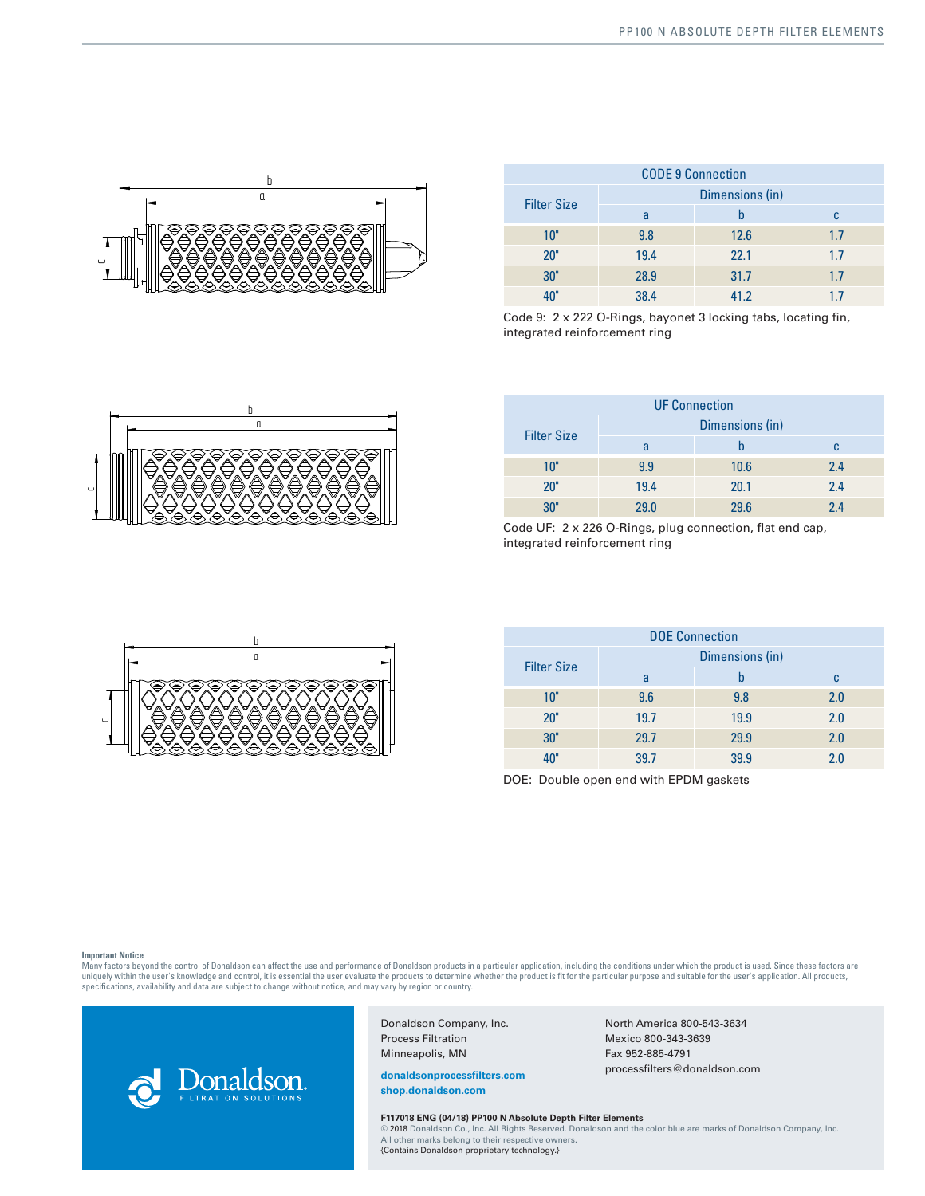| CODE 9 Connection | | | |
|---|---|---|---|
| Filter Size | Dimensions (in) | | |
| | a | b | c |
| 10" | 9.8 | 12.6 | 1.7 |
| 20" | 19.4 | 22.1 | 1.7 |
| 30" | 28.9 | 31.7 | 1.7 |
| 40" | 38.4 | 41.2 | 1.7 |

Code 9: 2 x 222 O-Rings, bayonet 3 locking tabs, locating fin, integrated reinforcement ring

| UF Connection | | | |
|---|---|---|---|
| Filter Size | Dimensions (in) | | |
| | a | b | c |
| 10" | 9.9 | 10.6 | 2.4 |
| 20" | 19.4 | 20.1 | 2.4 |
| 30" | 29.0 | 29.6 | 2.4 |

Code UF: 2 x 226 O-Rings, plug connection, flat end cap, integrated reinforcement ring

| DOE Connection | | | |
|---|---|---|---|
| Filter Size | Dimensions (in) | | |
| | a | b | c |
| 10" | 9.6 | 9.8 | 2.0 |
| 20" | 19.7 | 19.9 | 2.0 |
| 30" | 29.7 | 29.9 | 2.0 |
| 40" | 39.7 | 39.9 | 2.0 |

DOE: Double open end with EPDM gaskets

**Important Notice**

Many factors beyond the control of Donaldson can affect the use and performance of Donaldson products in a particular application, including the conditions under which the product is used. Since these factors are uniquely within the user's knowledge and control, it is essential the user evaluate the products to determine whether the product is fit for the particular purpose and suitable for the user's application. All products, specifications, availability and data are subject to change without notice, and may vary by region or country.

Donaldson. FILTRATION SOLUTIONS

Donaldson Company, Inc.
Process Filtration
Minneapolis, MN

**donaldsonprocessfilters.com**
**shop.donaldson.com**

North America 800-543-3634
Mexico 800-343-3639
Fax 952-885-4791
processfilters@donaldson.com

**F117018 ENG (04/18) PP100 N Absolute Depth Filter Elements**
© 2018 Donaldson Co., Inc. All Rights Reserved. Donaldson and the color blue are marks of Donaldson Company, Inc. All other marks belong to their respective owners.
{Contains Donaldson proprietary technology.}